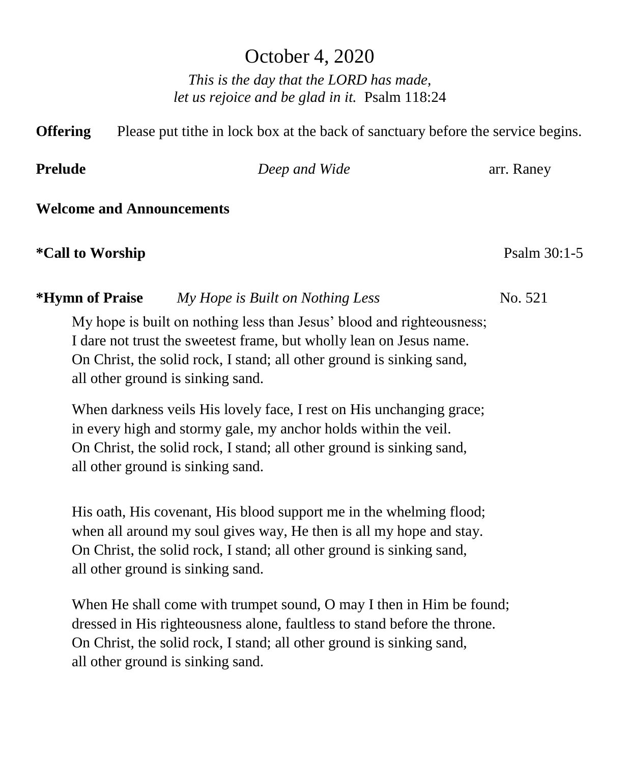# October 4, 2020

*This is the day that the LORD has made,*
*let us rejoice and be glad in it.* Psalm 118:24

**Offering** Please put tithe in lock box at the back of sanctuary before the service begins.

**Prelude** *Deep and Wide* arr. Raney

**Welcome and Announcements**

**\*Call to Worship** Psalm 30:1-5

**\*Hymn of Praise** *My Hope is Built on Nothing Less* No. 521

My hope is built on nothing less than Jesus' blood and righteousness;
I dare not trust the sweetest frame, but wholly lean on Jesus name.
On Christ, the solid rock, I stand; all other ground is sinking sand,
all other ground is sinking sand.

When darkness veils His lovely face, I rest on His unchanging grace;
in every high and stormy gale, my anchor holds within the veil.
On Christ, the solid rock, I stand; all other ground is sinking sand,
all other ground is sinking sand.

His oath, His covenant, His blood support me in the whelming flood;
when all around my soul gives way, He then is all my hope and stay.
On Christ, the solid rock, I stand; all other ground is sinking sand,
all other ground is sinking sand.

When He shall come with trumpet sound, O may I then in Him be found;
dressed in His righteousness alone, faultless to stand before the throne.
On Christ, the solid rock, I stand; all other ground is sinking sand,
all other ground is sinking sand.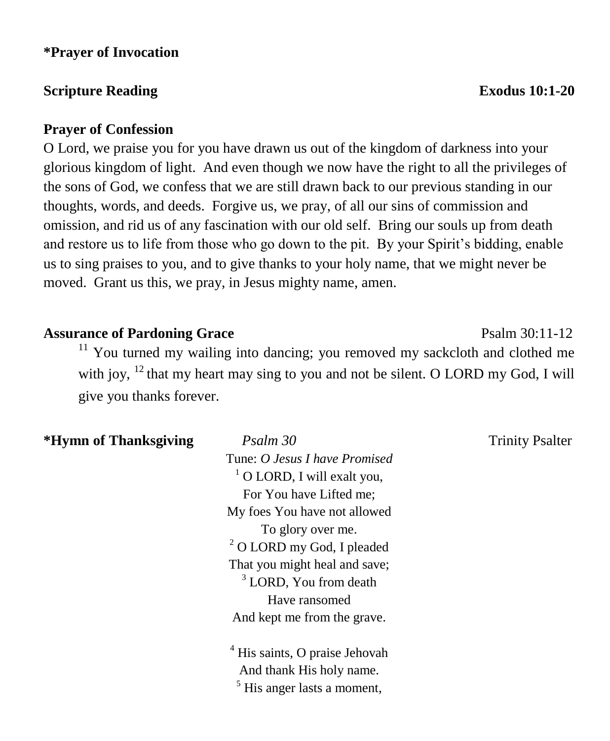**\*Prayer of Invocation**

**Scripture Reading** **Exodus 10:1-20**

**Prayer of Confession**

O Lord, we praise you for you have drawn us out of the kingdom of darkness into your glorious kingdom of light. And even though we now have the right to all the privileges of the sons of God, we confess that we are still drawn back to our previous standing in our thoughts, words, and deeds. Forgive us, we pray, of all our sins of commission and omission, and rid us of any fascination with our old self. Bring our souls up from death and restore us to life from those who go down to the pit. By your Spirit's bidding, enable us to sing praises to you, and to give thanks to your holy name, that we might never be moved. Grant us this, we pray, in Jesus mighty name, amen.

**Assurance of Pardoning Grace** Psalm 30:11-12

> [11] You turned my wailing into dancing; you removed my sackcloth and clothed me with joy, [12] that my heart may sing to you and not be silent. O LORD my God, I will give you thanks forever.

**\*Hymn of Thanksgiving** *Psalm 30* Trinity Psalter

Tune: *O Jesus I have Promised*

[1] O LORD, I will exalt you,
For You have Lifted me;
My foes You have not allowed
To glory over me.
[2] O LORD my God, I pleaded
That you might heal and save;
[3] LORD, You from death
Have ransomed
And kept me from the grave.

[4] His saints, O praise Jehovah
And thank His holy name.
[5] His anger lasts a moment,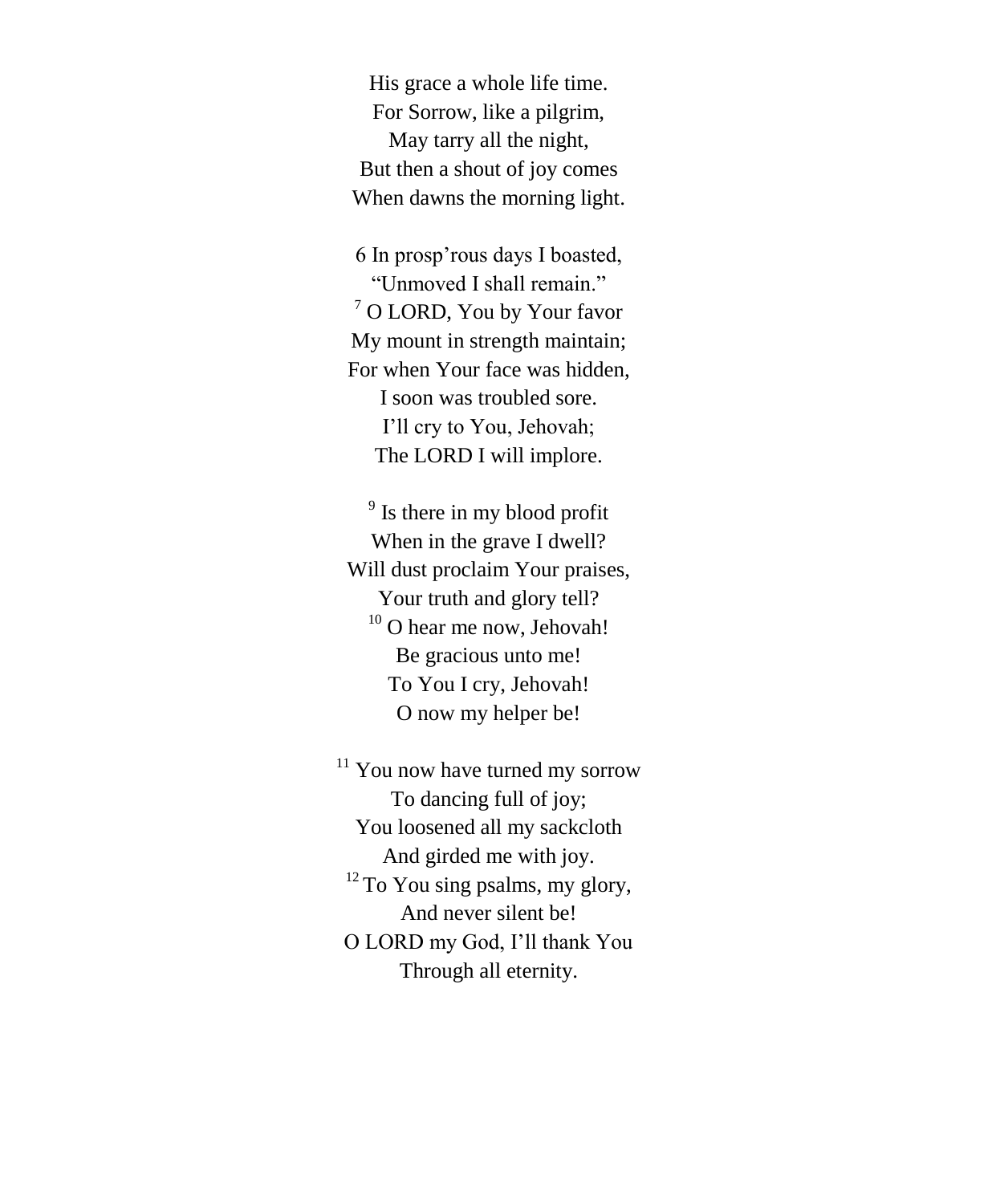His grace a whole life time.  
For Sorrow, like a pilgrim,  
May tarry all the night,  
But then a shout of joy comes  
When dawns the morning light.

6 In prosp'rous days I boasted,  
"Unmoved I shall remain."  
[7] O LORD, You by Your favor  
My mount in strength maintain;  
For when Your face was hidden,  
I soon was troubled sore.  
I'll cry to You, Jehovah;  
The LORD I will implore.

[9] Is there in my blood profit  
When in the grave I dwell?  
Will dust proclaim Your praises,  
Your truth and glory tell?  
[10] O hear me now, Jehovah!  
Be gracious unto me!  
To You I cry, Jehovah!  
O now my helper be!

[11] You now have turned my sorrow  
To dancing full of joy;  
You loosened all my sackcloth  
And girded me with joy.  
[12] To You sing psalms, my glory,  
And never silent be!  
O LORD my God, I'll thank You  
Through all eternity.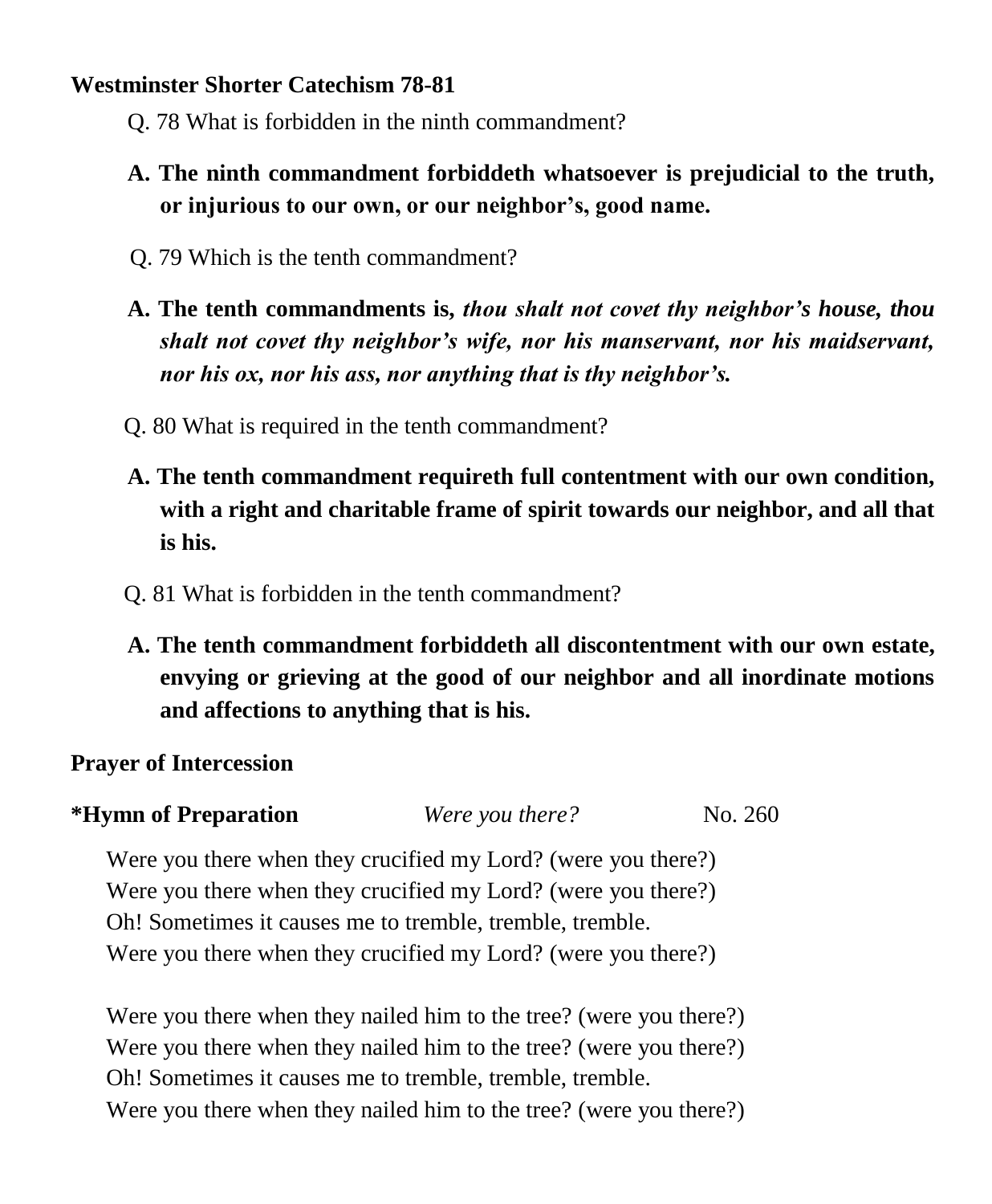**Westminster Shorter Catechism 78-81**

Q. 78 What is forbidden in the ninth commandment?

**A. The ninth commandment forbiddeth whatsoever is prejudicial to the truth, or injurious to our own, or our neighbor's, good name.**

Q. 79 Which is the tenth commandment?

**A. The tenth commandments is, *thou shalt not covet thy neighbor's house, thou shalt not covet thy neighbor's wife, nor his manservant, nor his maidservant, nor his ox, nor his ass, nor anything that is thy neighbor's.***

Q. 80 What is required in the tenth commandment?

**A. The tenth commandment requireth full contentment with our own condition, with a right and charitable frame of spirit towards our neighbor, and all that is his.**

Q. 81 What is forbidden in the tenth commandment?

**A. The tenth commandment forbiddeth all discontentment with our own estate, envying or grieving at the good of our neighbor and all inordinate motions and affections to anything that is his.**

**Prayer of Intercession**

**\*Hymn of Preparation** *Were you there?* No. 260

Were you there when they crucified my Lord? (were you there?)
Were you there when they crucified my Lord? (were you there?)
Oh! Sometimes it causes me to tremble, tremble, tremble.
Were you there when they crucified my Lord? (were you there?)

Were you there when they nailed him to the tree? (were you there?)
Were you there when they nailed him to the tree? (were you there?)
Oh! Sometimes it causes me to tremble, tremble, tremble.
Were you there when they nailed him to the tree? (were you there?)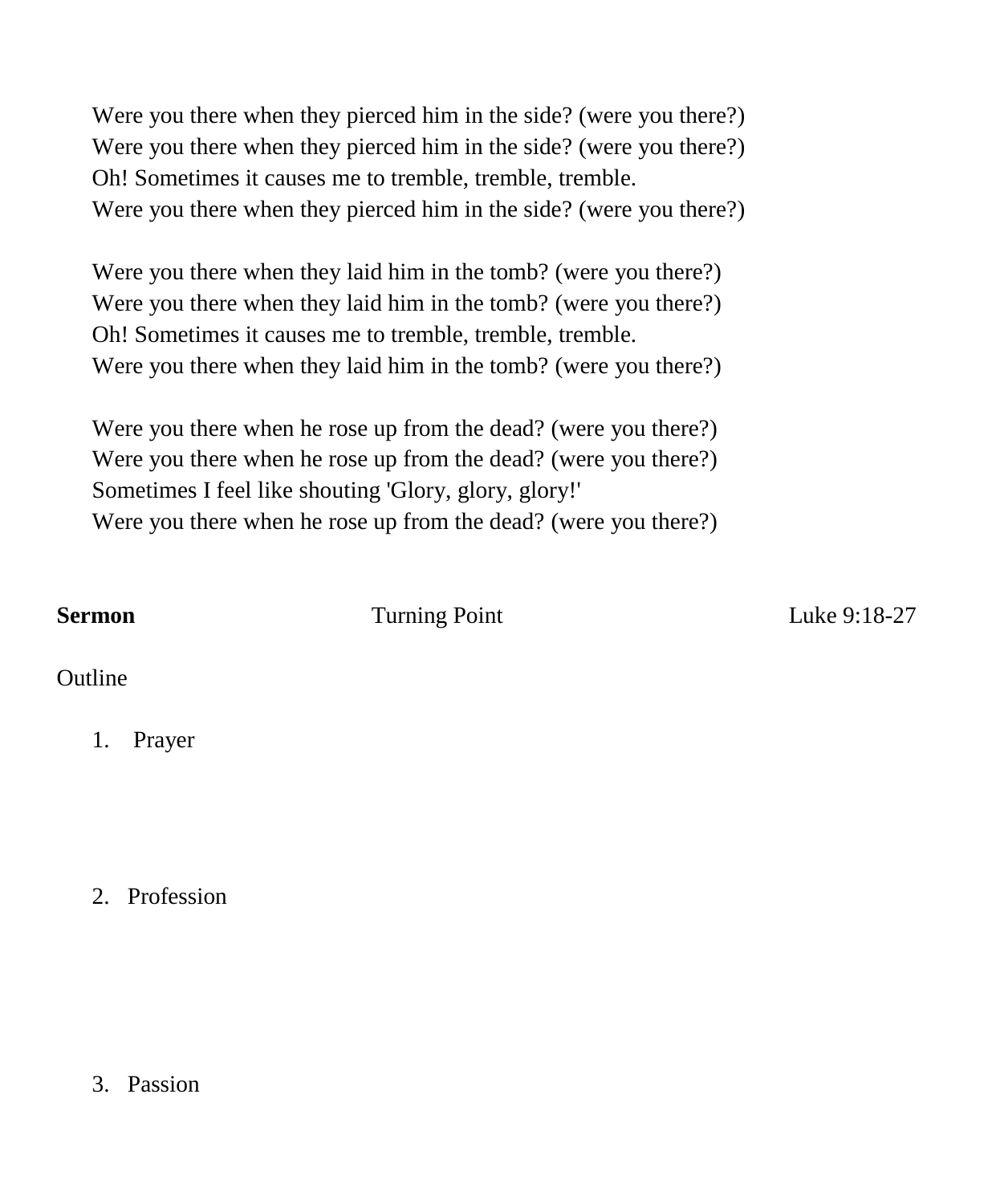Were you there when they pierced him in the side? (were you there?)
Were you there when they pierced him in the side? (were you there?)
Oh! Sometimes it causes me to tremble, tremble, tremble.
Were you there when they pierced him in the side? (were you there?)

Were you there when they laid him in the tomb? (were you there?)
Were you there when they laid him in the tomb? (were you there?)
Oh! Sometimes it causes me to tremble, tremble, tremble.
Were you there when they laid him in the tomb? (were you there?)

Were you there when he rose up from the dead? (were you there?)
Were you there when he rose up from the dead? (were you there?)
Sometimes I feel like shouting 'Glory, glory, glory!'
Were you there when he rose up from the dead? (were you there?)

**Sermon** Turning Point Luke 9:18-27

Outline

1. Prayer

2. Profession

3. Passion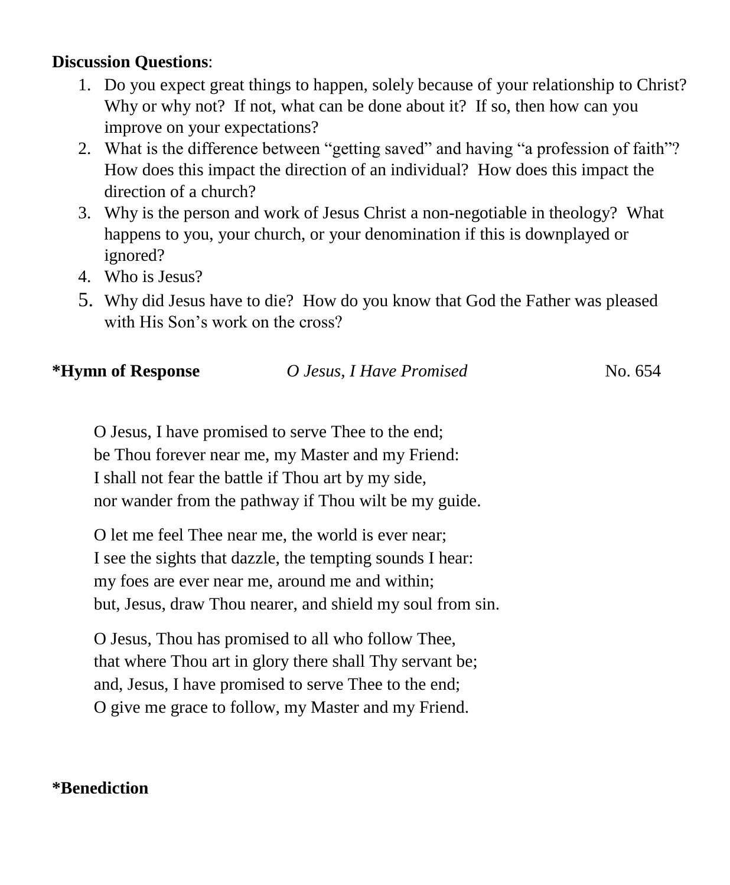**Discussion Questions**:

1. Do you expect great things to happen, solely because of your relationship to Christ? Why or why not? If not, what can be done about it? If so, then how can you improve on your expectations?
2. What is the difference between "getting saved" and having "a profession of faith"? How does this impact the direction of an individual? How does this impact the direction of a church?
3. Why is the person and work of Jesus Christ a non-negotiable in theology? What happens to you, your church, or your denomination if this is downplayed or ignored?
4. Who is Jesus?
5. Why did Jesus have to die? How do you know that God the Father was pleased with His Son's work on the cross?

**\*Hymn of Response** *O Jesus, I Have Promised* No. 654

O Jesus, I have promised to serve Thee to the end;
be Thou forever near me, my Master and my Friend:
I shall not fear the battle if Thou art by my side,
nor wander from the pathway if Thou wilt be my guide.

O let me feel Thee near me, the world is ever near;
I see the sights that dazzle, the tempting sounds I hear:
my foes are ever near me, around me and within;
but, Jesus, draw Thou nearer, and shield my soul from sin.

O Jesus, Thou has promised to all who follow Thee,
that where Thou art in glory there shall Thy servant be;
and, Jesus, I have promised to serve Thee to the end;
O give me grace to follow, my Master and my Friend.

**\*Benediction**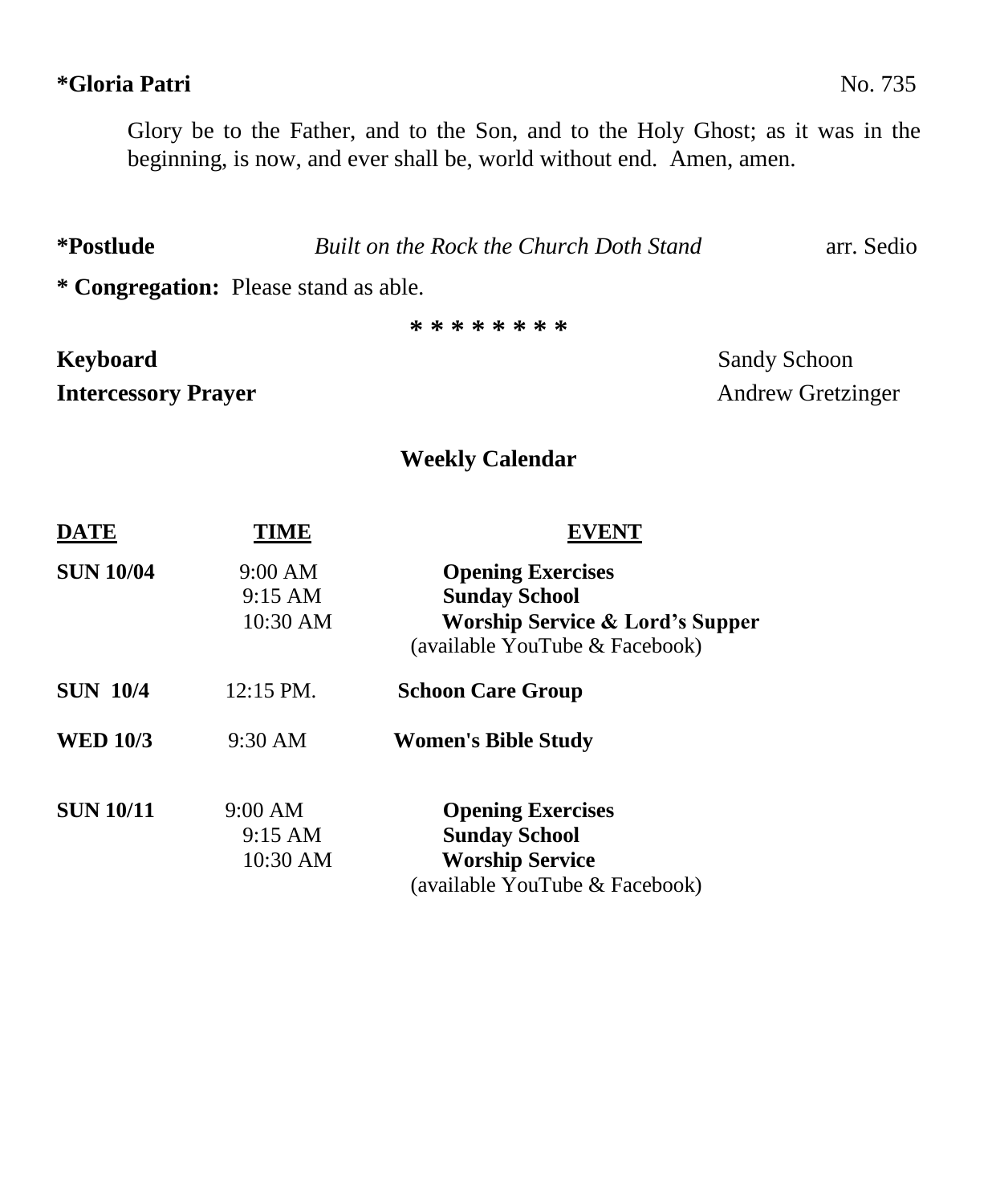**\*Gloria Patri** No. 735

Glory be to the Father, and to the Son, and to the Holy Ghost; as it was in the beginning, is now, and ever shall be, world without end. Amen, amen.

**\*Postlude** *Built on the Rock the Church Doth Stand* arr. Sedio

**\* Congregation:** Please stand as able.

\* \* \* \* \* \* \* \*

**Keyboard** Sandy Schoon

**Intercessory Prayer** Andrew Gretzinger

## Weekly Calendar

| DATE | TIME | EVENT |
|---|---|---|
| **SUN 10/04** | 9:00 AM | **Opening Exercises** |
| | 9:15 AM | **Sunday School** |
| | 10:30 AM | **Worship Service & Lord's Supper** (available YouTube & Facebook) |
| **SUN 10/4** | 12:15 PM. | **Schoon Care Group** |
| **WED 10/3** | 9:30 AM | **Women's Bible Study** |
| **SUN 10/11** | 9:00 AM | **Opening Exercises** |
| | 9:15 AM | **Sunday School** |
| | 10:30 AM | **Worship Service** (available YouTube & Facebook) |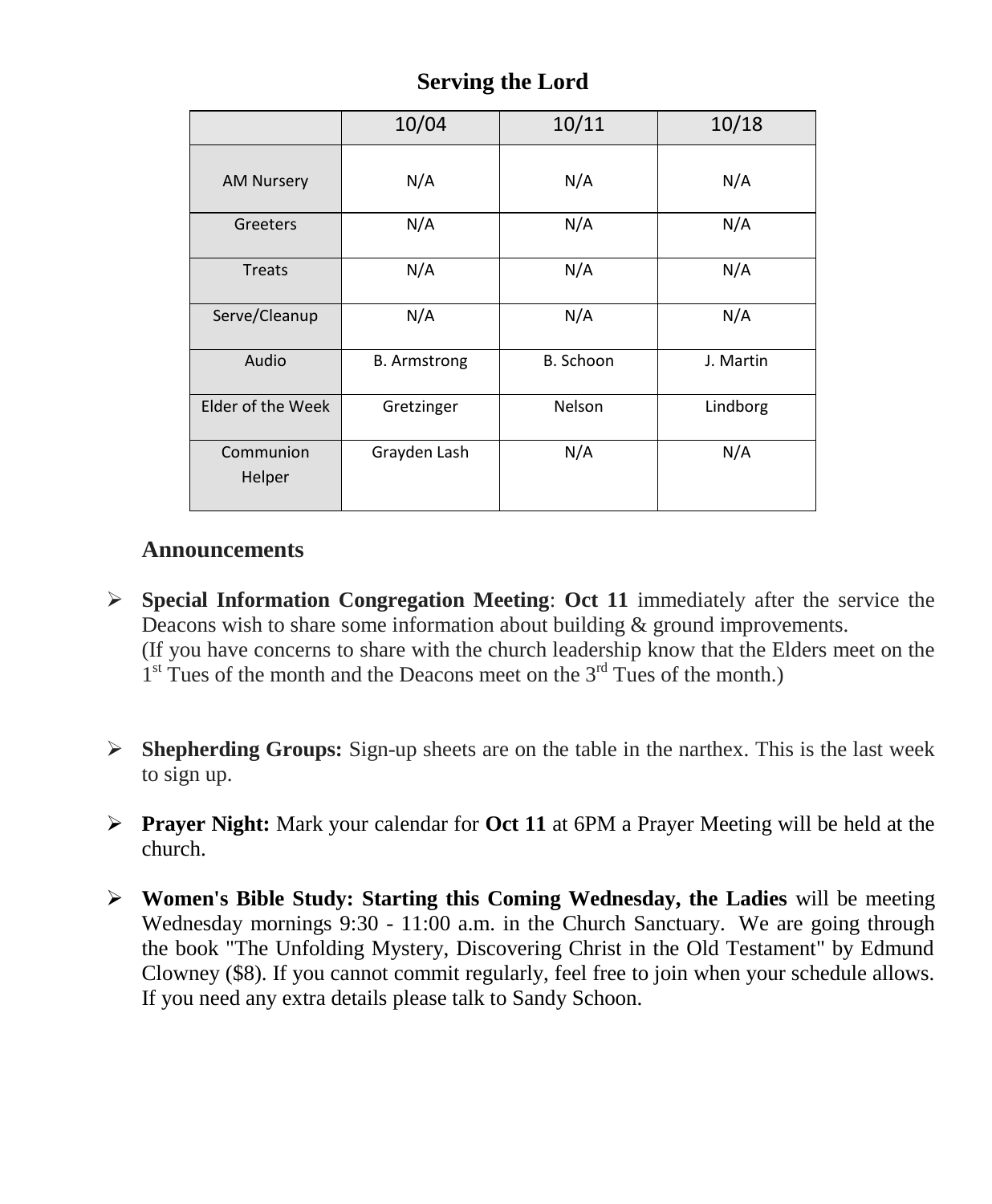## Serving the Lord

| | 10/04 | 10/11 | 10/18 |
|---|---|---|---|
| AM Nursery | N/A | N/A | N/A |
| Greeters | N/A | N/A | N/A |
| Treats | N/A | N/A | N/A |
| Serve/Cleanup | N/A | N/A | N/A |
| Audio | B. Armstrong | B. Schoon | J. Martin |
| Elder of the Week | Gretzinger | Nelson | Lindborg |
| Communion Helper | Grayden Lash | N/A | N/A |

### Announcements

- **Special Information Congregation Meeting**: **Oct 11** immediately after the service the Deacons wish to share some information about building & ground improvements.
  (If you have concerns to share with the church leadership know that the Elders meet on the 1st Tues of the month and the Deacons meet on the 3rd Tues of the month.)

- **Shepherding Groups:** Sign-up sheets are on the table in the narthex. This is the last week to sign up.

- **Prayer Night:** Mark your calendar for **Oct 11** at 6PM a Prayer Meeting will be held at the church.

- **Women's Bible Study: Starting this Coming Wednesday, the Ladies** will be meeting Wednesday mornings 9:30 - 11:00 a.m. in the Church Sanctuary. We are going through the book "The Unfolding Mystery, Discovering Christ in the Old Testament" by Edmund Clowney ($8). If you cannot commit regularly, feel free to join when your schedule allows. If you need any extra details please talk to Sandy Schoon.